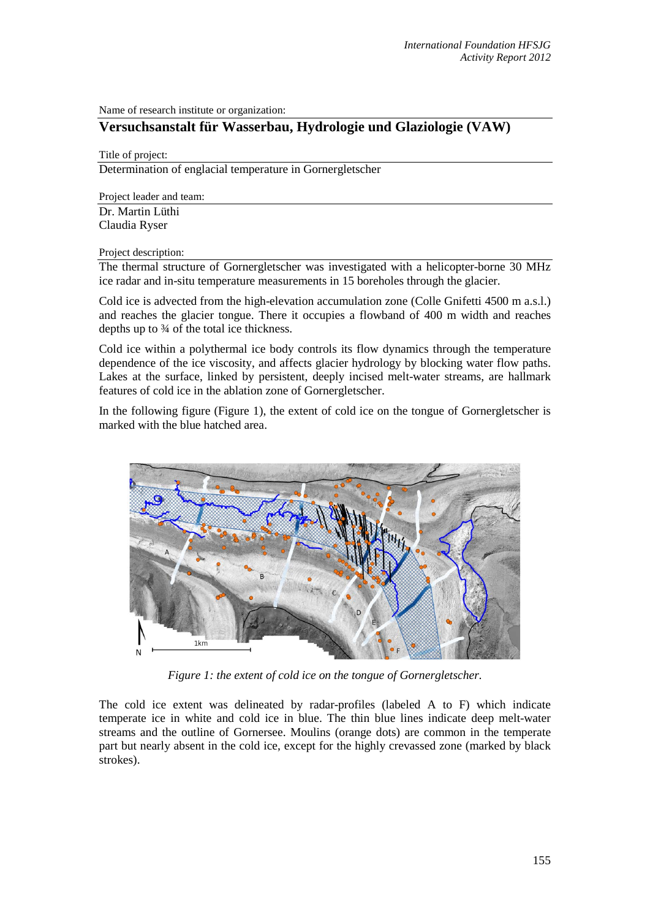Name of research institute or organization:

## Versuchsanstalt für Wasserbau, Hydrologie und Glaziologie (VAW)

Title of project:

Determination of englacial temperature in Gornergletscher

Project leader and team:

Dr. Martin Lüthi
Claudia Ryser

Project description:

The thermal structure of Gornergletscher was investigated with a helicopter-borne 30 MHz ice radar and in-situ temperature measurements in 15 boreholes through the glacier.

Cold ice is advected from the high-elevation accumulation zone (Colle Gnifetti 4500 m a.s.l.) and reaches the glacier tongue. There it occupies a flowband of 400 m width and reaches depths up to ¾ of the total ice thickness.

Cold ice within a polythermal ice body controls its flow dynamics through the temperature dependence of the ice viscosity, and affects glacier hydrology by blocking water flow paths. Lakes at the surface, linked by persistent, deeply incised melt-water streams, are hallmark features of cold ice in the ablation zone of Gornergletscher.

In the following figure (Figure 1), the extent of cold ice on the tongue of Gornergletscher is marked with the blue hatched area.

A
B
C
D
E
F
N
1km

*Figure 1: the extent of cold ice on the tongue of Gornergletscher.*

The cold ice extent was delineated by radar-profiles (labeled A to F) which indicate temperate ice in white and cold ice in blue. The thin blue lines indicate deep melt-water streams and the outline of Gornersee. Moulins (orange dots) are common in the temperate part but nearly absent in the cold ice, except for the highly crevassed zone (marked by black strokes).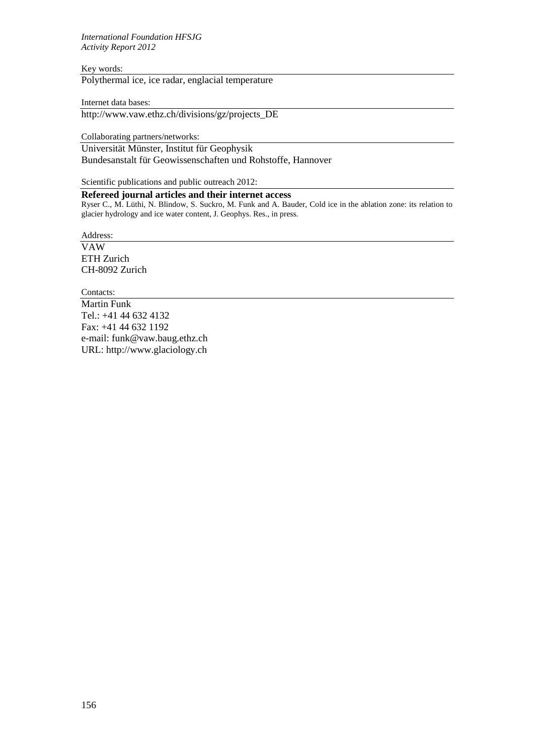Key words:

Polythermal ice, ice radar, englacial temperature

Internet data bases:

http://www.vaw.ethz.ch/divisions/gz/projects_DE

Collaborating partners/networks:

Universität Münster, Institut für Geophysik
Bundesanstalt für Geowissenschaften und Rohstoffe, Hannover

Scientific publications and public outreach 2012:

**Refereed journal articles and their internet access**

Ryser C., M. Lüthi, N. Blindow, S. Suckro, M. Funk and A. Bauder, Cold ice in the ablation zone: its relation to glacier hydrology and ice water content, J. Geophys. Res., in press.

Address:

VAW
ETH Zurich
CH-8092 Zurich

Contacts:

Martin Funk
Tel.: +41 44 632 4132
Fax: +41 44 632 1192
e-mail: funk@vaw.baug.ethz.ch
URL: http://www.glaciology.ch